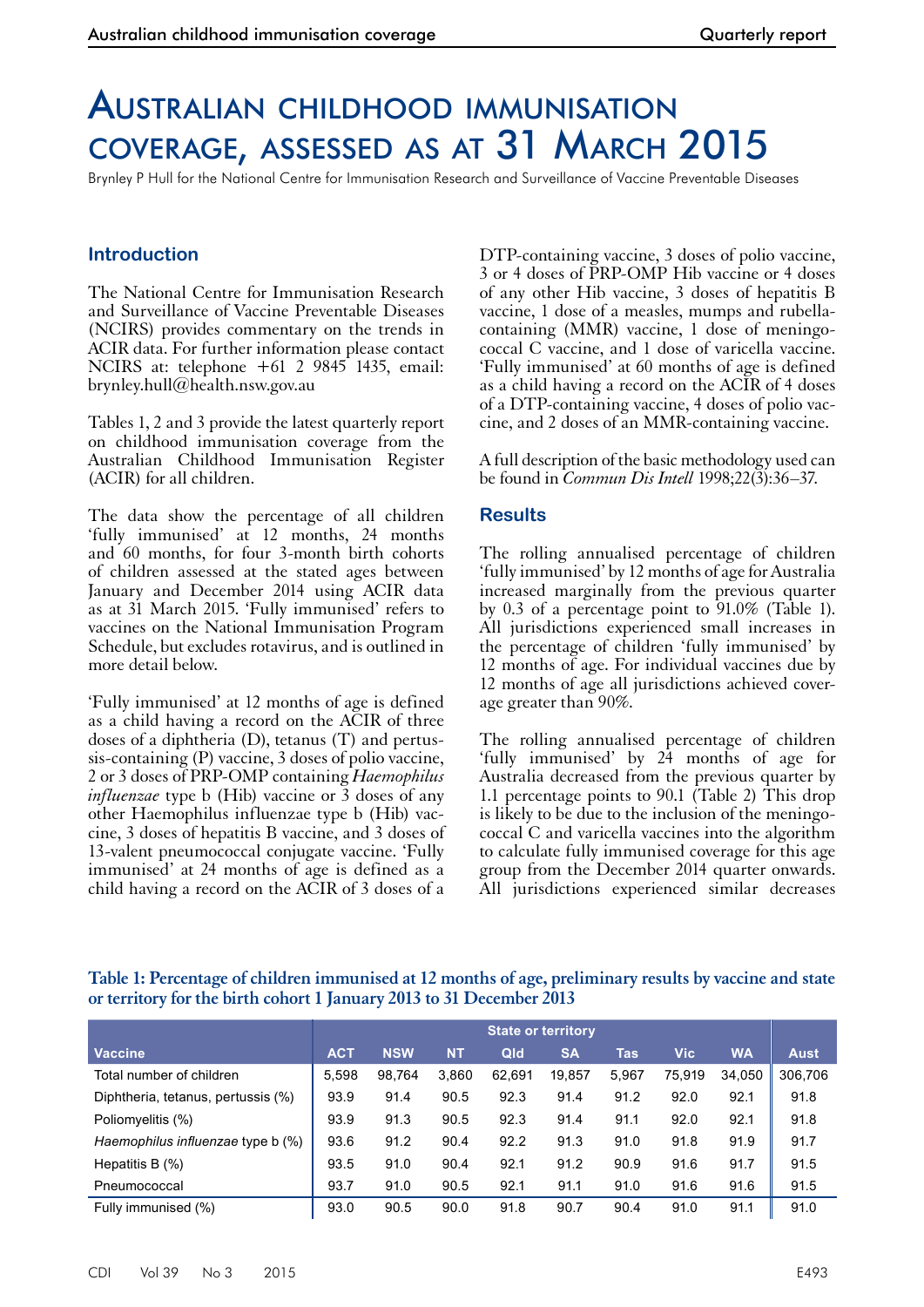# Australian childhood immunisation coverage, assessed as at 31 March 2015

Brynley P Hull for the National Centre for Immunisation Research and Surveillance of Vaccine Preventable Diseases

## Introduction

The National Centre for Immunisation Research and Surveillance of Vaccine Preventable Diseases (NCIRS) provides commentary on the trends in ACIR data. For further information please contact NCIRS at: telephone +61 2 9845 1435, email: brynley.hull@health.nsw.gov.au

Tables 1, 2 and 3 provide the latest quarterly report on childhood immunisation coverage from the Australian Childhood Immunisation Register (ACIR) for all children.

The data show the percentage of all children 'fully immunised' at 12 months, 24 months and 60 months, for four 3-month birth cohorts of children assessed at the stated ages between January and December 2014 using ACIR data as at 31 March 2015. 'Fully immunised' refers to vaccines on the National Immunisation Program Schedule, but excludes rotavirus, and is outlined in more detail below.

'Fully immunised' at 12 months of age is defined as a child having a record on the ACIR of three doses of a diphtheria (D), tetanus (T) and pertussis-containing (P) vaccine, 3 doses of polio vaccine, 2 or 3 doses of PRP-OMP containing *Haemophilus influenzae* type b (Hib) vaccine or 3 doses of any other Haemophilus influenzae type b (Hib) vaccine, 3 doses of hepatitis B vaccine, and 3 doses of 13-valent pneumococcal conjugate vaccine. 'Fully immunised' at 24 months of age is defined as a child having a record on the ACIR of 3 doses of a DTP-containing vaccine, 3 doses of polio vaccine, 3 or 4 doses of PRP-OMP Hib vaccine or 4 doses of any other Hib vaccine, 3 doses of hepatitis B vaccine, 1 dose of a measles, mumps and rubella-containing (MMR) vaccine, 1 dose of meningococcal C vaccine, and 1 dose of varicella vaccine. 'Fully immunised' at 60 months of age is defined as a child having a record on the ACIR of 4 doses of a DTP-containing vaccine, 4 doses of polio vaccine, and 2 doses of an MMR-containing vaccine.

A full description of the basic methodology used can be found in *Commun Dis Intell* 1998;22(3):36–37.

## Results

The rolling annualised percentage of children 'fully immunised' by 12 months of age for Australia increased marginally from the previous quarter by 0.3 of a percentage point to 91.0% (Table 1). All jurisdictions experienced small increases in the percentage of children 'fully immunised' by 12 months of age. For individual vaccines due by 12 months of age all jurisdictions achieved coverage greater than 90%.

The rolling annualised percentage of children 'fully immunised' by 24 months of age for Australia decreased from the previous quarter by 1.1 percentage points to 90.1 (Table 2) This drop is likely to be due to the inclusion of the meningococcal C and varicella vaccines into the algorithm to calculate fully immunised coverage for this age group from the December 2014 quarter onwards. All jurisdictions experienced similar decreases

**Table 1: Percentage of children immunised at 12 months of age, preliminary results by vaccine and state or territory for the birth cohort 1 January 2013 to 31 December 2013**

| Vaccine | State or territory | | | | | | | | |
|---|---|---|---|---|---|---|---|---|---|
| | ACT | NSW | NT | Qld | SA | Tas | Vic | WA | Aust |
| Total number of children | 5,598 | 98,764 | 3,860 | 62,691 | 19,857 | 5,967 | 75,919 | 34,050 | 306,706 |
| Diphtheria, tetanus, pertussis (%) | 93.9 | 91.4 | 90.5 | 92.3 | 91.4 | 91.2 | 92.0 | 92.1 | 91.8 |
| Poliomyelitis (%) | 93.9 | 91.3 | 90.5 | 92.3 | 91.4 | 91.1 | 92.0 | 92.1 | 91.8 |
| *Haemophilus influenzae* type b (%) | 93.6 | 91.2 | 90.4 | 92.2 | 91.3 | 91.0 | 91.8 | 91.9 | 91.7 |
| Hepatitis B (%) | 93.5 | 91.0 | 90.4 | 92.1 | 91.2 | 90.9 | 91.6 | 91.7 | 91.5 |
| Pneumococcal | 93.7 | 91.0 | 90.5 | 92.1 | 91.1 | 91.0 | 91.6 | 91.6 | 91.5 |
| Fully immunised (%) | 93.0 | 90.5 | 90.0 | 91.8 | 90.7 | 90.4 | 91.0 | 91.1 | 91.0 |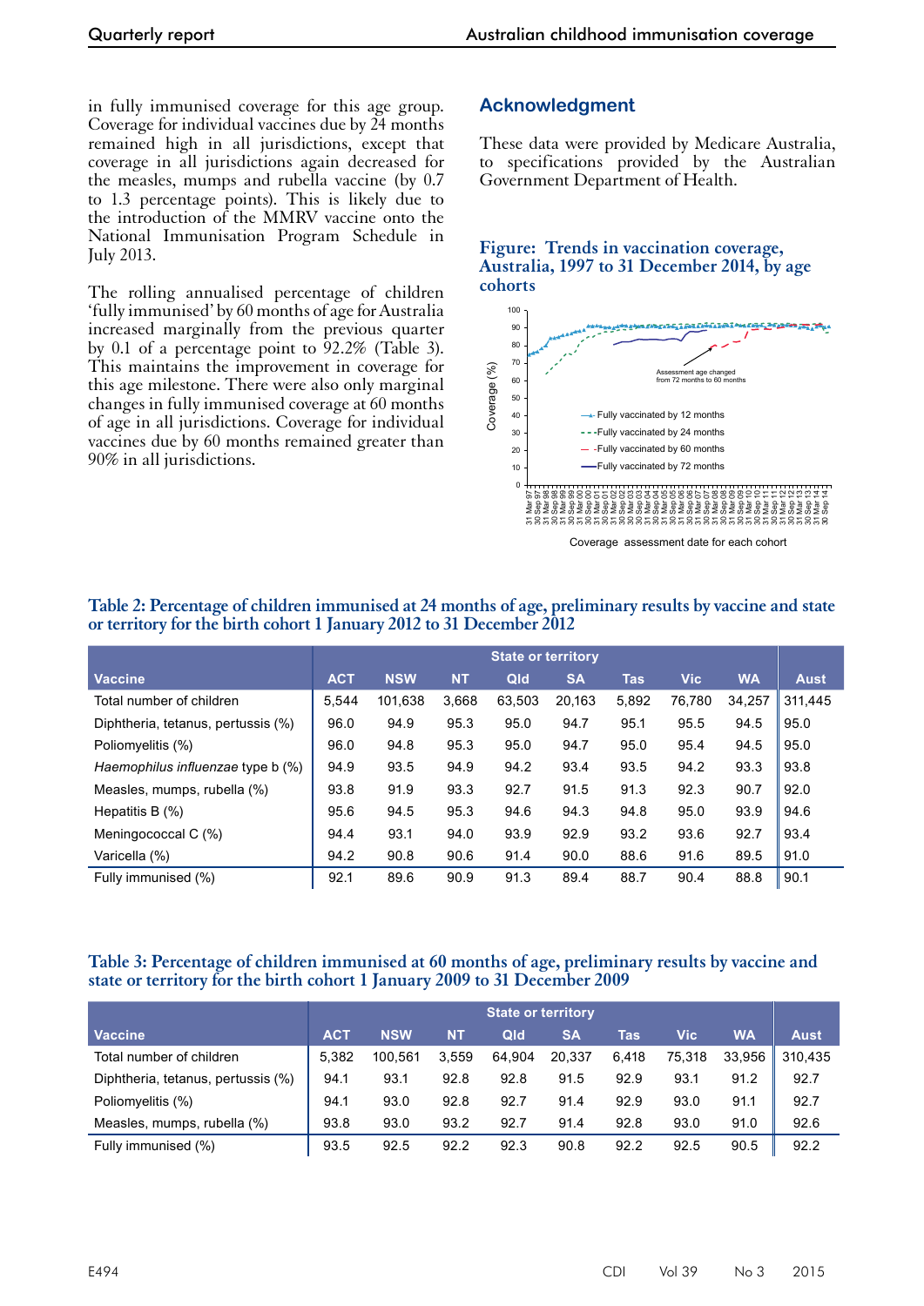in fully immunised coverage for this age group. Coverage for individual vaccines due by 24 months remained high in all jurisdictions, except that coverage in all jurisdictions again decreased for the measles, mumps and rubella vaccine (by 0.7 to 1.3 percentage points). This is likely due to the introduction of the MMRV vaccine onto the National Immunisation Program Schedule in July 2013.

The rolling annualised percentage of children 'fully immunised' by 60 months of age for Australia increased marginally from the previous quarter by 0.1 of a percentage point to 92.2% (Table 3). This maintains the improvement in coverage for this age milestone. There were also only marginal changes in fully immunised coverage at 60 months of age in all jurisdictions. Coverage for individual vaccines due by 60 months remained greater than 90% in all jurisdictions.

## Acknowledgment

These data were provided by Medicare Australia, to specifications provided by the Australian Government Department of Health.

### Figure: Trends in vaccination coverage, Australia, 1997 to 31 December 2014, by age cohorts

Coverage (%)

100
90
80
70
60
50
40
30
20
10
0

Assessment age changed from 72 months to 60 months

Fully vaccinated by 12 months
Fully vaccinated by 24 months
Fully vaccinated by 60 months
Fully vaccinated by 72 months

31 Mar 97
30 Sep 97
31 Mar 98
30 Sep 98
31 Mar 99
30 Sep 99
31 Mar 00
30 Sep 00
31 Mar 01
30 Sep 01
31 Mar 02
30 Sep 02
31 Mar 03
30 Sep 03
31 Mar 04
30 Sep 04
31 Mar 05
30 Sep 05
31 Mar 06
30 Sep 06
31 Mar 07
30 Sep 07
31 Mar 08
30 Sep 08
31 Mar 09
30 Sep 09
31 Mar 10
30 Sep 10
31 Mar 11
30 Sep 11
31 Mar 12
30 Sep 12
31 Mar 13
30 Sep 13
31 Mar 14
30 Sep 14

Coverage assessment date for each cohort

### Table 2: Percentage of children immunised at 24 months of age, preliminary results by vaccine and state or territory for the birth cohort 1 January 2012 to 31 December 2012

| | State or territory | | | | | | | | |
|---|---|---|---|---|---|---|---|---|---|
| Vaccine | ACT | NSW | NT | Qld | SA | Tas | Vic | WA | Aust |
| Total number of children | 5,544 | 101,638 | 3,668 | 63,503 | 20,163 | 5,892 | 76,780 | 34,257 | 311,445 |
| Diphtheria, tetanus, pertussis (%) | 96.0 | 94.9 | 95.3 | 95.0 | 94.7 | 95.1 | 95.5 | 94.5 | 95.0 |
| Poliomyelitis (%) | 96.0 | 94.8 | 95.3 | 95.0 | 94.7 | 95.0 | 95.4 | 94.5 | 95.0 |
| *Haemophilus influenzae* type b (%) | 94.9 | 93.5 | 94.9 | 94.2 | 93.4 | 93.5 | 94.2 | 93.3 | 93.8 |
| Measles, mumps, rubella (%) | 93.8 | 91.9 | 93.3 | 92.7 | 91.5 | 91.3 | 92.3 | 90.7 | 92.0 |
| Hepatitis B (%) | 95.6 | 94.5 | 95.3 | 94.6 | 94.3 | 94.8 | 95.0 | 93.9 | 94.6 |
| Meningococcal C (%) | 94.4 | 93.1 | 94.0 | 93.9 | 92.9 | 93.2 | 93.6 | 92.7 | 93.4 |
| Varicella (%) | 94.2 | 90.8 | 90.6 | 91.4 | 90.0 | 88.6 | 91.6 | 89.5 | 91.0 |
| Fully immunised (%) | 92.1 | 89.6 | 90.9 | 91.3 | 89.4 | 88.7 | 90.4 | 88.8 | 90.1 |

### Table 3: Percentage of children immunised at 60 months of age, preliminary results by vaccine and state or territory for the birth cohort 1 January 2009 to 31 December 2009

| | State or territory | | | | | | | | |
|---|---|---|---|---|---|---|---|---|---|
| Vaccine | ACT | NSW | NT | Qld | SA | Tas | Vic | WA | Aust |
| Total number of children | 5,382 | 100,561 | 3,559 | 64,904 | 20,337 | 6,418 | 75,318 | 33,956 | 310,435 |
| Diphtheria, tetanus, pertussis (%) | 94.1 | 93.1 | 92.8 | 92.8 | 91.5 | 92.9 | 93.1 | 91.2 | 92.7 |
| Poliomyelitis (%) | 94.1 | 93.0 | 92.8 | 92.7 | 91.4 | 92.9 | 93.0 | 91.1 | 92.7 |
| Measles, mumps, rubella (%) | 93.8 | 93.0 | 93.2 | 92.7 | 91.4 | 92.8 | 93.0 | 91.0 | 92.6 |
| Fully immunised (%) | 93.5 | 92.5 | 92.2 | 92.3 | 90.8 | 92.2 | 92.5 | 90.5 | 92.2 |